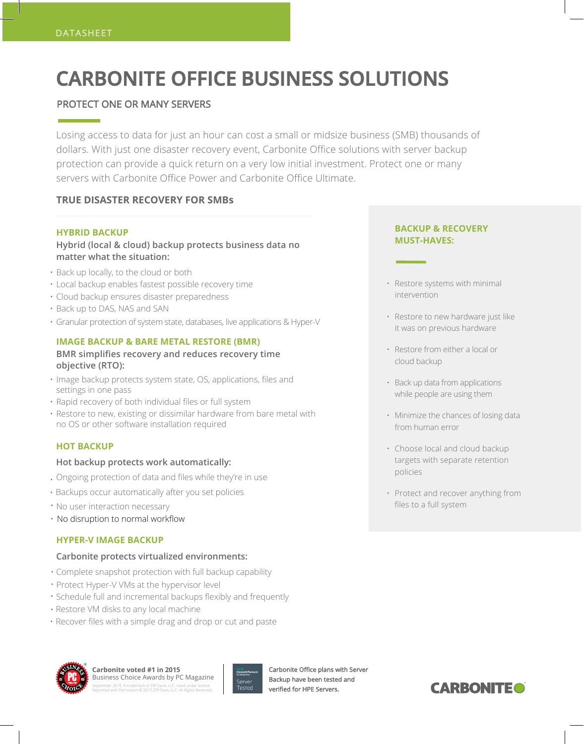DATASHEET

# CARBONITE OFFICE BUSINESS SOLUTIONS

## PROTECT ONE OR MANY SERVERS

Losing access to data for just an hour can cost a small or midsize business (SMB) thousands of dollars. With just one disaster recovery event, Carbonite Office solutions with server backup protection can provide a quick return on a very low initial investment. Protect one or many servers with Carbonite Office Power and Carbonite Office Ultimate.

## TRUE DISASTER RECOVERY FOR SMBs

### HYBRID BACKUP

**Hybrid (local & cloud) backup protects business data no matter what the situation:**

- Back up locally, to the cloud or both
- Local backup enables fastest possible recovery time
- Cloud backup ensures disaster preparedness
- Back up to DAS, NAS and SAN
- Granular protection of system state, databases, live applications & Hyper-V

### IMAGE BACKUP & BARE METAL RESTORE (BMR)

**BMR simplifies recovery and reduces recovery time objective (RTO):**

- Image backup protects system state, OS, applications, files and settings in one pass
- Rapid recovery of both individual files or full system
- Restore to new, existing or dissimilar hardware from bare metal with no OS or other software installation required

### HOT BACKUP

**Hot backup protects work automatically:**

- Ongoing protection of data and files while they're in use
- Backups occur automatically after you set policies
- No user interaction necessary
- No disruption to normal workflow

### HYPER-V IMAGE BACKUP

**Carbonite protects virtualized environments:**

- Complete snapshot protection with full backup capability
- Protect Hyper-V VMs at the hypervisor level
- Schedule full and incremental backups flexibly and frequently
- Restore VM disks to any local machine
- Recover files with a simple drag and drop or cut and paste

### BACKUP & RECOVERY MUST-HAVES:

- Restore systems with minimal intervention
- Restore to new hardware just like it was on previous hardware
- Restore from either a local or cloud backup
- Back up data from applications while people are using them
- Minimize the chances of losing data from human error
- Choose local and cloud backup targets with separate retention policies
- Protect and recover anything from files to a full system

**Carbonite voted #1 in 2015** Business Choice Awards by PC Magazine

September 2015. A trademark of Ziff Davis, LLC. Used under license. Reprinted with Permission © 2015 Ziff Davis, LLC. All Rights Reserved.

Hewlett Packard Enterprise Server Tested

Carbonite Office plans with Server Backup have been tested and verified for HPE Servers.

CARBONITE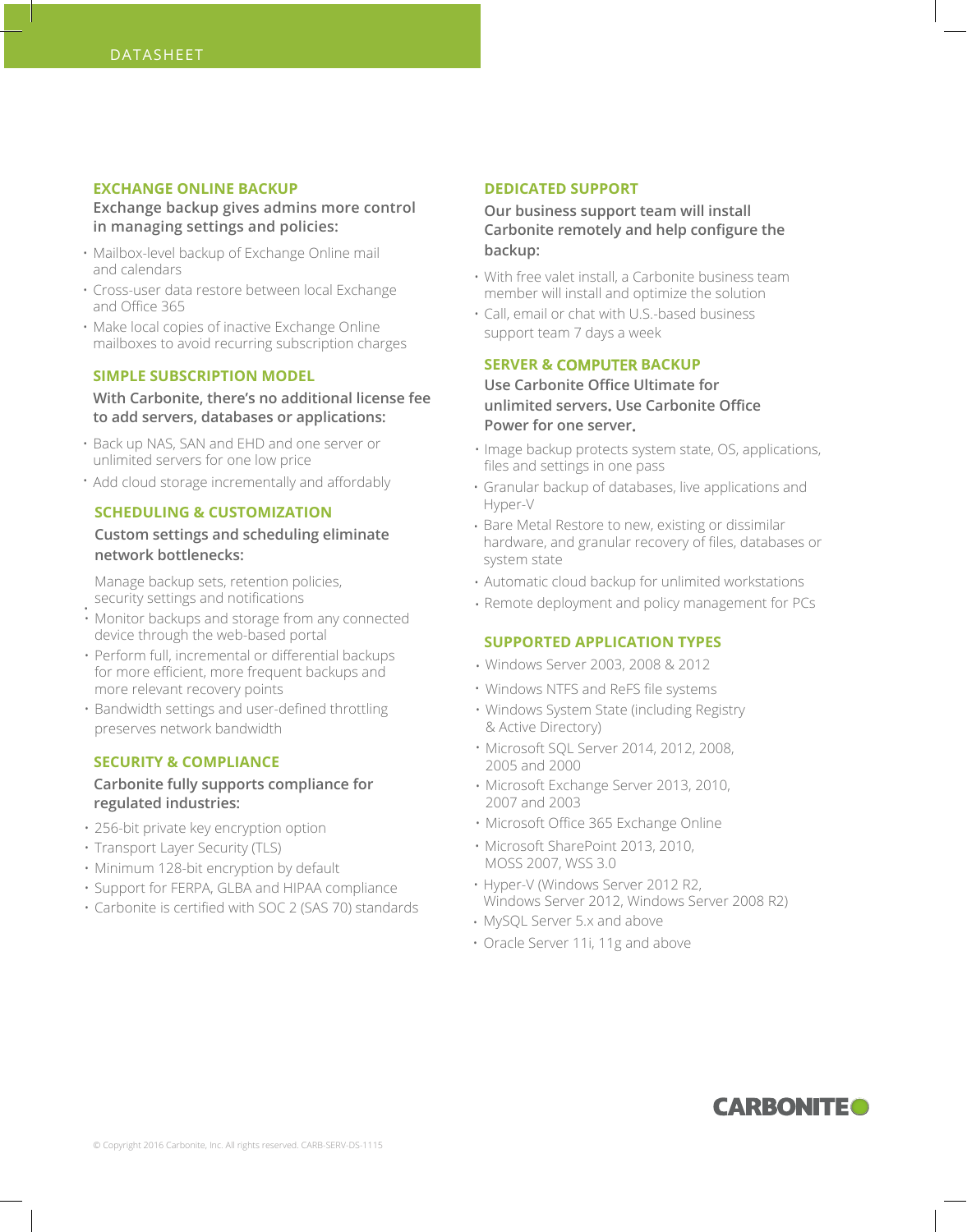DATASHEET

## EXCHANGE ONLINE BACKUP

**Exchange backup gives admins more control in managing settings and policies:**

- Mailbox-level backup of Exchange Online mail and calendars
- Cross-user data restore between local Exchange and Office 365
- Make local copies of inactive Exchange Online mailboxes to avoid recurring subscription charges

## SIMPLE SUBSCRIPTION MODEL

**With Carbonite, there's no additional license fee to add servers, databases or applications:**

- Back up NAS, SAN and EHD and one server or unlimited servers for one low price
- Add cloud storage incrementally and affordably

## SCHEDULING & CUSTOMIZATION

**Custom settings and scheduling eliminate network bottlenecks:**

- Manage backup sets, retention policies, security settings and notifications
- Monitor backups and storage from any connected device through the web-based portal
- Perform full, incremental or differential backups for more efficient, more frequent backups and more relevant recovery points
- Bandwidth settings and user-defined throttling preserves network bandwidth

## SECURITY & COMPLIANCE

**Carbonite fully supports compliance for regulated industries:**

- 256-bit private key encryption option
- Transport Layer Security (TLS)
- Minimum 128-bit encryption by default
- Support for FERPA, GLBA and HIPAA compliance
- Carbonite is certified with SOC 2 (SAS 70) standards

## DEDICATED SUPPORT

**Our business support team will install Carbonite remotely and help configure the backup:**

- With free valet install, a Carbonite business team member will install and optimize the solution
- Call, email or chat with U.S.-based business support team 7 days a week

## SERVER & COMPUTER BACKUP

**Use Carbonite Office Ultimate for unlimited servers. Use Carbonite Office Power for one server.**

- Image backup protects system state, OS, applications, files and settings in one pass
- Granular backup of databases, live applications and Hyper-V
- Bare Metal Restore to new, existing or dissimilar hardware, and granular recovery of files, databases or system state
- Automatic cloud backup for unlimited workstations
- Remote deployment and policy management for PCs

## SUPPORTED APPLICATION TYPES

- Windows Server 2003, 2008 & 2012
- Windows NTFS and ReFS file systems
- Windows System State (including Registry & Active Directory)
- Microsoft SQL Server 2014, 2012, 2008, 2005 and 2000
- Microsoft Exchange Server 2013, 2010, 2007 and 2003
- Microsoft Office 365 Exchange Online
- Microsoft SharePoint 2013, 2010, MOSS 2007, WSS 3.0
- Hyper-V (Windows Server 2012 R2, Windows Server 2012, Windows Server 2008 R2)
- MySQL Server 5.x and above
- Oracle Server 11i, 11g and above

CARBONITE

© Copyright 2016 Carbonite, Inc. All rights reserved. CARB-SERV-DS-1115